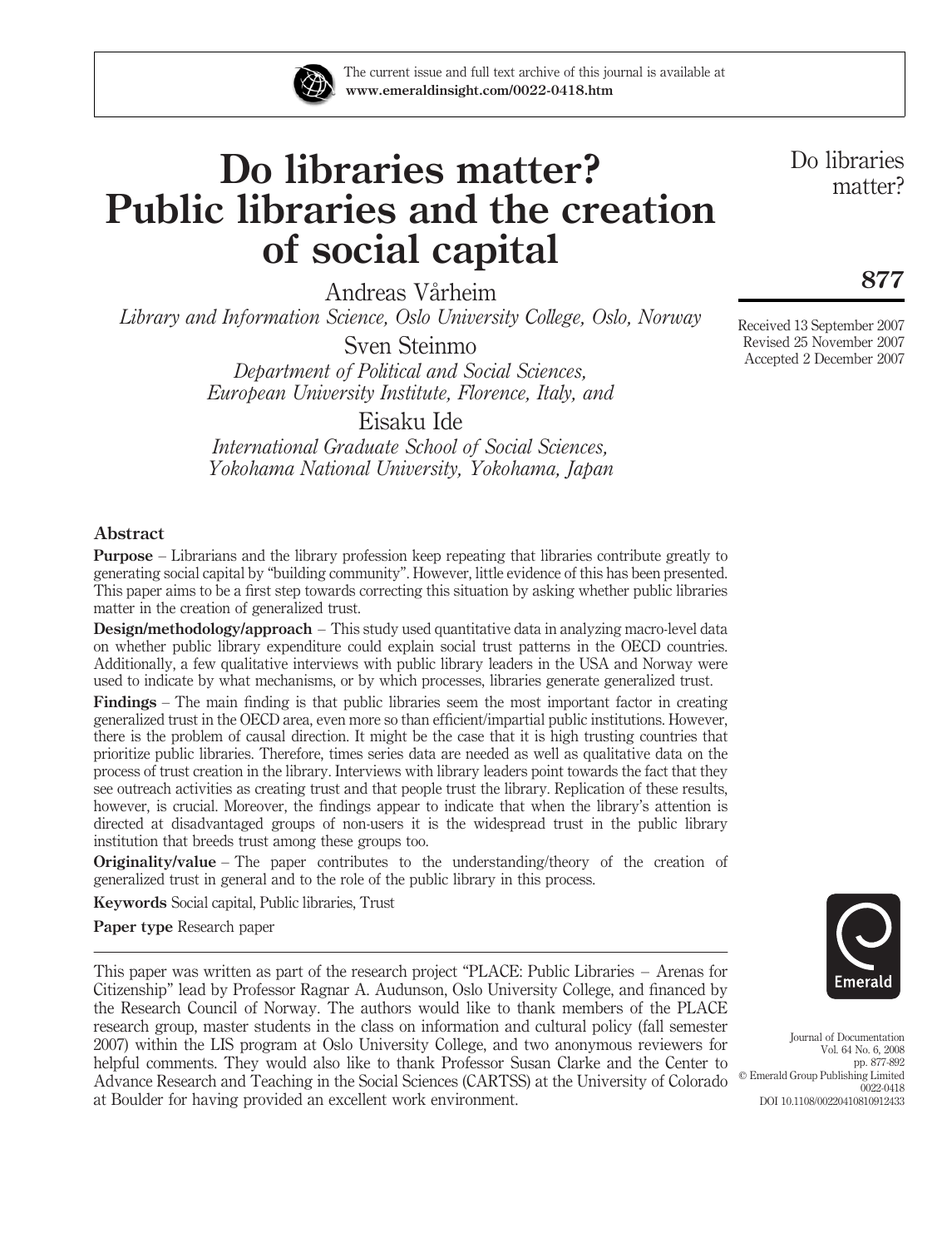# Do libraries matter? Public libraries and the creation of social capital

Andreas Vårheim

*Library and Information Science, Oslo University College, Oslo, Norway*

Sven Steinmo

*Department of Political and Social Sciences, European University Institute, Florence, Italy, and*

Eisaku Ide

*International Graduate School of Social Sciences, Yokohama National University, Yokohama, Japan*

Received 13 September 2007
Revised 25 November 2007
Accepted 2 December 2007

## Abstract

**Purpose** – Librarians and the library profession keep repeating that libraries contribute greatly to generating social capital by "building community". However, little evidence of this has been presented. This paper aims to be a first step towards correcting this situation by asking whether public libraries matter in the creation of generalized trust.

**Design/methodology/approach** – This study used quantitative data in analyzing macro-level data on whether public library expenditure could explain social trust patterns in the OECD countries. Additionally, a few qualitative interviews with public library leaders in the USA and Norway were used to indicate by what mechanisms, or by which processes, libraries generate generalized trust.

**Findings** – The main finding is that public libraries seem the most important factor in creating generalized trust in the OECD area, even more so than efficient/impartial public institutions. However, there is the problem of causal direction. It might be the case that it is high trusting countries that prioritize public libraries. Therefore, times series data are needed as well as qualitative data on the process of trust creation in the library. Interviews with library leaders point towards the fact that they see outreach activities as creating trust and that people trust the library. Replication of these results, however, is crucial. Moreover, the findings appear to indicate that when the library's attention is directed at disadvantaged groups of non-users it is the widespread trust in the public library institution that breeds trust among these groups too.

**Originality/value** – The paper contributes to the understanding/theory of the creation of generalized trust in general and to the role of the public library in this process.

**Keywords** Social capital, Public libraries, Trust

**Paper type** Research paper

---

This paper was written as part of the research project "PLACE: Public Libraries – Arenas for Citizenship" lead by Professor Ragnar A. Audunson, Oslo University College, and financed by the Research Council of Norway. The authors would like to thank members of the PLACE research group, master students in the class on information and cultural policy (fall semester 2007) within the LIS program at Oslo University College, and two anonymous reviewers for helpful comments. They would also like to thank Professor Susan Clarke and the Center to Advance Research and Teaching in the Social Sciences (CARTSS) at the University of Colorado at Boulder for having provided an excellent work environment.

Journal of Documentation
Vol. 64 No. 6, 2008
pp. 877-892
© Emerald Group Publishing Limited
0022-0418
DOI 10.1108/00220410810912433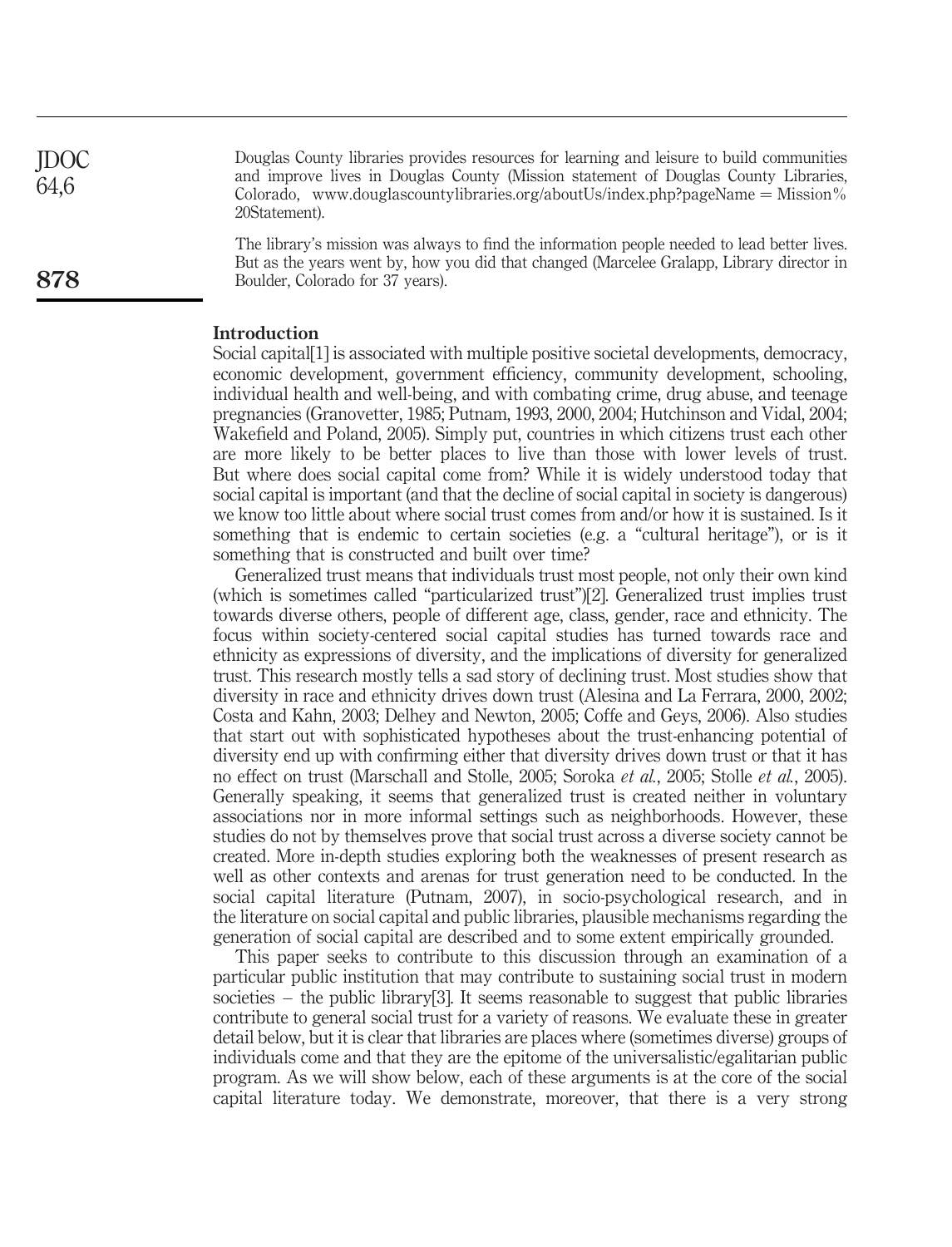Douglas County libraries provides resources for learning and leisure to build communities and improve lives in Douglas County (Mission statement of Douglas County Libraries, Colorado, www.douglascountylibraries.org/aboutUs/index.php?pageName = Mission%20Statement).

The library's mission was always to find the information people needed to lead better lives. But as the years went by, how you did that changed (Marcelee Gralapp, Library director in Boulder, Colorado for 37 years).

## Introduction

Social capital[1] is associated with multiple positive societal developments, democracy, economic development, government efficiency, community development, schooling, individual health and well-being, and with combating crime, drug abuse, and teenage pregnancies (Granovetter, 1985; Putnam, 1993, 2000, 2004; Hutchinson and Vidal, 2004; Wakefield and Poland, 2005). Simply put, countries in which citizens trust each other are more likely to be better places to live than those with lower levels of trust. But where does social capital come from? While it is widely understood today that social capital is important (and that the decline of social capital in society is dangerous) we know too little about where social trust comes from and/or how it is sustained. Is it something that is endemic to certain societies (e.g. a "cultural heritage"), or is it something that is constructed and built over time?

Generalized trust means that individuals trust most people, not only their own kind (which is sometimes called "particularized trust")[2]. Generalized trust implies trust towards diverse others, people of different age, class, gender, race and ethnicity. The focus within society-centered social capital studies has turned towards race and ethnicity as expressions of diversity, and the implications of diversity for generalized trust. This research mostly tells a sad story of declining trust. Most studies show that diversity in race and ethnicity drives down trust (Alesina and La Ferrara, 2000, 2002; Costa and Kahn, 2003; Delhey and Newton, 2005; Coffe and Geys, 2006). Also studies that start out with sophisticated hypotheses about the trust-enhancing potential of diversity end up with confirming either that diversity drives down trust or that it has no effect on trust (Marschall and Stolle, 2005; Soroka *et al.*, 2005; Stolle *et al.*, 2005). Generally speaking, it seems that generalized trust is created neither in voluntary associations nor in more informal settings such as neighborhoods. However, these studies do not by themselves prove that social trust across a diverse society cannot be created. More in-depth studies exploring both the weaknesses of present research as well as other contexts and arenas for trust generation need to be conducted. In the social capital literature (Putnam, 2007), in socio-psychological research, and in the literature on social capital and public libraries, plausible mechanisms regarding the generation of social capital are described and to some extent empirically grounded.

This paper seeks to contribute to this discussion through an examination of a particular public institution that may contribute to sustaining social trust in modern societies – the public library[3]. It seems reasonable to suggest that public libraries contribute to general social trust for a variety of reasons. We evaluate these in greater detail below, but it is clear that libraries are places where (sometimes diverse) groups of individuals come and that they are the epitome of the universalistic/egalitarian public program. As we will show below, each of these arguments is at the core of the social capital literature today. We demonstrate, moreover, that there is a very strong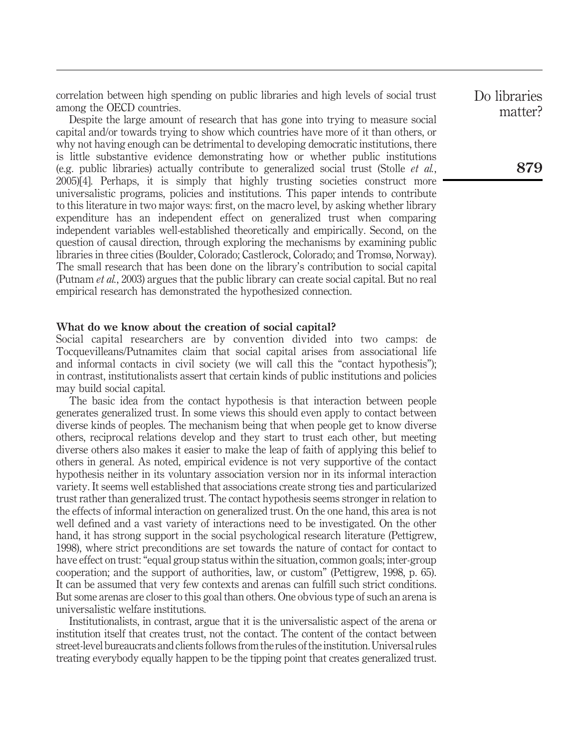correlation between high spending on public libraries and high levels of social trust among the OECD countries.

Despite the large amount of research that has gone into trying to measure social capital and/or towards trying to show which countries have more of it than others, or why not having enough can be detrimental to developing democratic institutions, there is little substantive evidence demonstrating how or whether public institutions (e.g. public libraries) actually contribute to generalized social trust (Stolle *et al.*, 2005)[4]. Perhaps, it is simply that highly trusting societies construct more universalistic programs, policies and institutions. This paper intends to contribute to this literature in two major ways: first, on the macro level, by asking whether library expenditure has an independent effect on generalized trust when comparing independent variables well-established theoretically and empirically. Second, on the question of causal direction, through exploring the mechanisms by examining public libraries in three cities (Boulder, Colorado; Castlerock, Colorado; and Tromsø, Norway). The small research that has been done on the library's contribution to social capital (Putnam *et al.*, 2003) argues that the public library can create social capital. But no real empirical research has demonstrated the hypothesized connection.

### What do we know about the creation of social capital?

Social capital researchers are by convention divided into two camps: de Tocquevilleans/Putnamites claim that social capital arises from associational life and informal contacts in civil society (we will call this the "contact hypothesis"); in contrast, institutionalists assert that certain kinds of public institutions and policies may build social capital.

The basic idea from the contact hypothesis is that interaction between people generates generalized trust. In some views this should even apply to contact between diverse kinds of peoples. The mechanism being that when people get to know diverse others, reciprocal relations develop and they start to trust each other, but meeting diverse others also makes it easier to make the leap of faith of applying this belief to others in general. As noted, empirical evidence is not very supportive of the contact hypothesis neither in its voluntary association version nor in its informal interaction variety. It seems well established that associations create strong ties and particularized trust rather than generalized trust. The contact hypothesis seems stronger in relation to the effects of informal interaction on generalized trust. On the one hand, this area is not well defined and a vast variety of interactions need to be investigated. On the other hand, it has strong support in the social psychological research literature (Pettigrew, 1998), where strict preconditions are set towards the nature of contact for contact to have effect on trust: "equal group status within the situation, common goals; inter-group cooperation; and the support of authorities, law, or custom" (Pettigrew, 1998, p. 65). It can be assumed that very few contexts and arenas can fulfill such strict conditions. But some arenas are closer to this goal than others. One obvious type of such an arena is universalistic welfare institutions.

Institutionalists, in contrast, argue that it is the universalistic aspect of the arena or institution itself that creates trust, not the contact. The content of the contact between street-level bureaucrats and clients follows from the rules of the institution. Universal rules treating everybody equally happen to be the tipping point that creates generalized trust.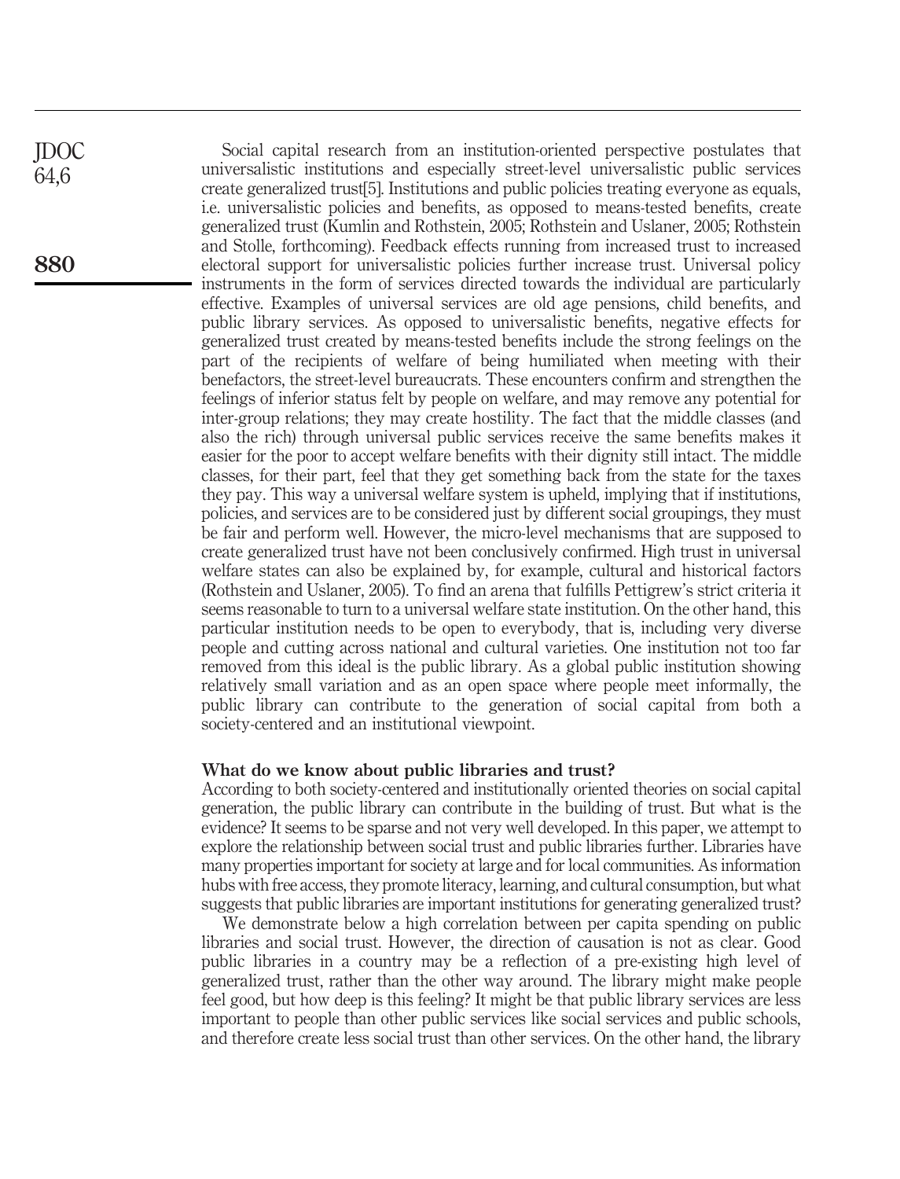Social capital research from an institution-oriented perspective postulates that universalistic institutions and especially street-level universalistic public services create generalized trust[5]. Institutions and public policies treating everyone as equals, i.e. universalistic policies and benefits, as opposed to means-tested benefits, create generalized trust (Kumlin and Rothstein, 2005; Rothstein and Uslaner, 2005; Rothstein and Stolle, forthcoming). Feedback effects running from increased trust to increased electoral support for universalistic policies further increase trust. Universal policy instruments in the form of services directed towards the individual are particularly effective. Examples of universal services are old age pensions, child benefits, and public library services. As opposed to universalistic benefits, negative effects for generalized trust created by means-tested benefits include the strong feelings on the part of the recipients of welfare of being humiliated when meeting with their benefactors, the street-level bureaucrats. These encounters confirm and strengthen the feelings of inferior status felt by people on welfare, and may remove any potential for inter-group relations; they may create hostility. The fact that the middle classes (and also the rich) through universal public services receive the same benefits makes it easier for the poor to accept welfare benefits with their dignity still intact. The middle classes, for their part, feel that they get something back from the state for the taxes they pay. This way a universal welfare system is upheld, implying that if institutions, policies, and services are to be considered just by different social groupings, they must be fair and perform well. However, the micro-level mechanisms that are supposed to create generalized trust have not been conclusively confirmed. High trust in universal welfare states can also be explained by, for example, cultural and historical factors (Rothstein and Uslaner, 2005). To find an arena that fulfills Pettigrew's strict criteria it seems reasonable to turn to a universal welfare state institution. On the other hand, this particular institution needs to be open to everybody, that is, including very diverse people and cutting across national and cultural varieties. One institution not too far removed from this ideal is the public library. As a global public institution showing relatively small variation and as an open space where people meet informally, the public library can contribute to the generation of social capital from both a society-centered and an institutional viewpoint.

### What do we know about public libraries and trust?

According to both society-centered and institutionally oriented theories on social capital generation, the public library can contribute in the building of trust. But what is the evidence? It seems to be sparse and not very well developed. In this paper, we attempt to explore the relationship between social trust and public libraries further. Libraries have many properties important for society at large and for local communities. As information hubs with free access, they promote literacy, learning, and cultural consumption, but what suggests that public libraries are important institutions for generating generalized trust?

We demonstrate below a high correlation between per capita spending on public libraries and social trust. However, the direction of causation is not as clear. Good public libraries in a country may be a reflection of a pre-existing high level of generalized trust, rather than the other way around. The library might make people feel good, but how deep is this feeling? It might be that public library services are less important to people than other public services like social services and public schools, and therefore create less social trust than other services. On the other hand, the library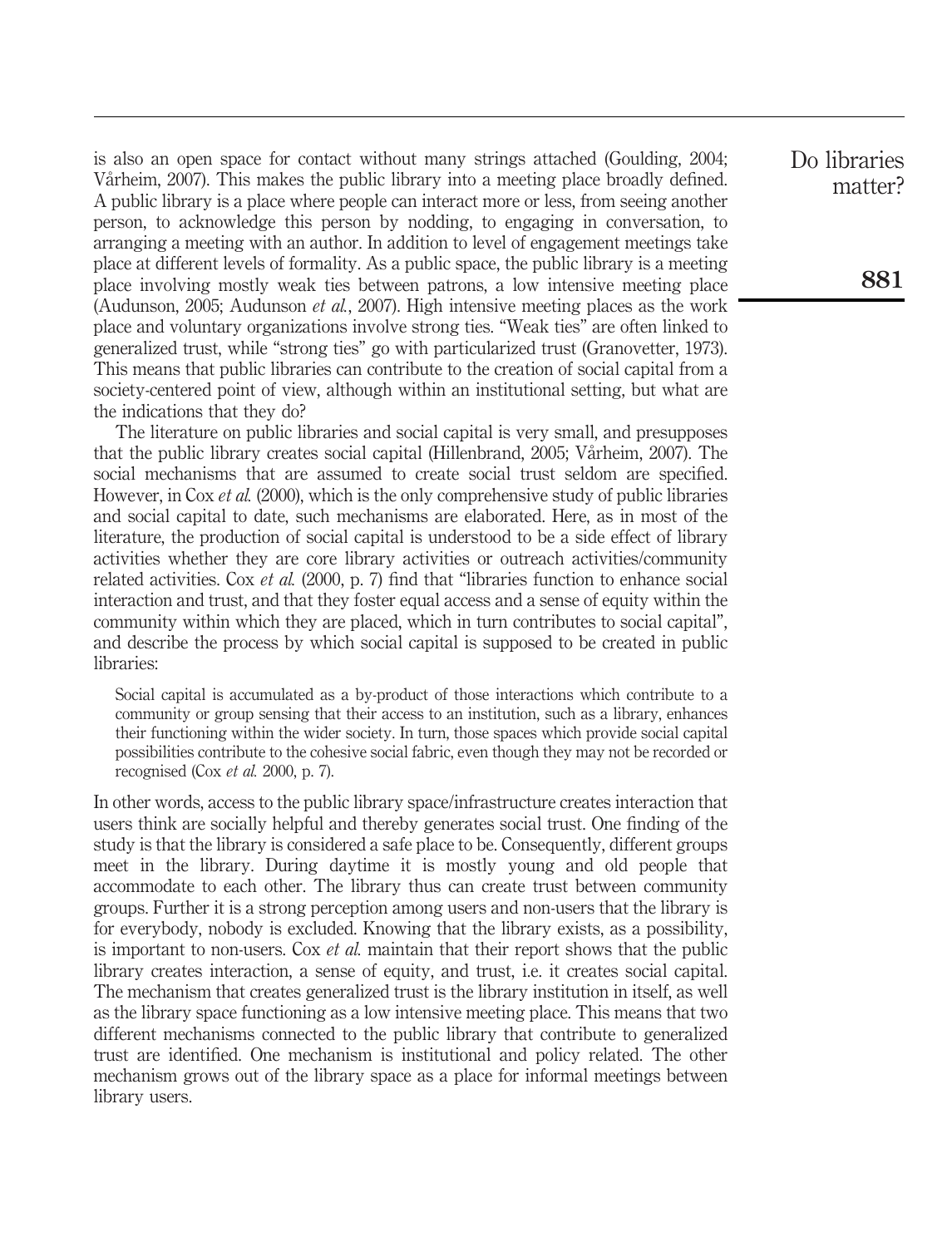is also an open space for contact without many strings attached (Goulding, 2004; Vårheim, 2007). This makes the public library into a meeting place broadly defined. A public library is a place where people can interact more or less, from seeing another person, to acknowledge this person by nodding, to engaging in conversation, to arranging a meeting with an author. In addition to level of engagement meetings take place at different levels of formality. As a public space, the public library is a meeting place involving mostly weak ties between patrons, a low intensive meeting place (Audunson, 2005; Audunson *et al.*, 2007). High intensive meeting places as the work place and voluntary organizations involve strong ties. "Weak ties" are often linked to generalized trust, while "strong ties" go with particularized trust (Granovetter, 1973). This means that public libraries can contribute to the creation of social capital from a society-centered point of view, although within an institutional setting, but what are the indications that they do?

The literature on public libraries and social capital is very small, and presupposes that the public library creates social capital (Hillenbrand, 2005; Vårheim, 2007). The social mechanisms that are assumed to create social trust seldom are specified. However, in Cox *et al.* (2000), which is the only comprehensive study of public libraries and social capital to date, such mechanisms are elaborated. Here, as in most of the literature, the production of social capital is understood to be a side effect of library activities whether they are core library activities or outreach activities/community related activities. Cox *et al.* (2000, p. 7) find that "libraries function to enhance social interaction and trust, and that they foster equal access and a sense of equity within the community within which they are placed, which in turn contributes to social capital", and describe the process by which social capital is supposed to be created in public libraries:

> Social capital is accumulated as a by-product of those interactions which contribute to a community or group sensing that their access to an institution, such as a library, enhances their functioning within the wider society. In turn, those spaces which provide social capital possibilities contribute to the cohesive social fabric, even though they may not be recorded or recognised (Cox *et al.* 2000, p. 7).

In other words, access to the public library space/infrastructure creates interaction that users think are socially helpful and thereby generates social trust. One finding of the study is that the library is considered a safe place to be. Consequently, different groups meet in the library. During daytime it is mostly young and old people that accommodate to each other. The library thus can create trust between community groups. Further it is a strong perception among users and non-users that the library is for everybody, nobody is excluded. Knowing that the library exists, as a possibility, is important to non-users. Cox *et al.* maintain that their report shows that the public library creates interaction, a sense of equity, and trust, i.e. it creates social capital. The mechanism that creates generalized trust is the library institution in itself, as well as the library space functioning as a low intensive meeting place. This means that two different mechanisms connected to the public library that contribute to generalized trust are identified. One mechanism is institutional and policy related. The other mechanism grows out of the library space as a place for informal meetings between library users.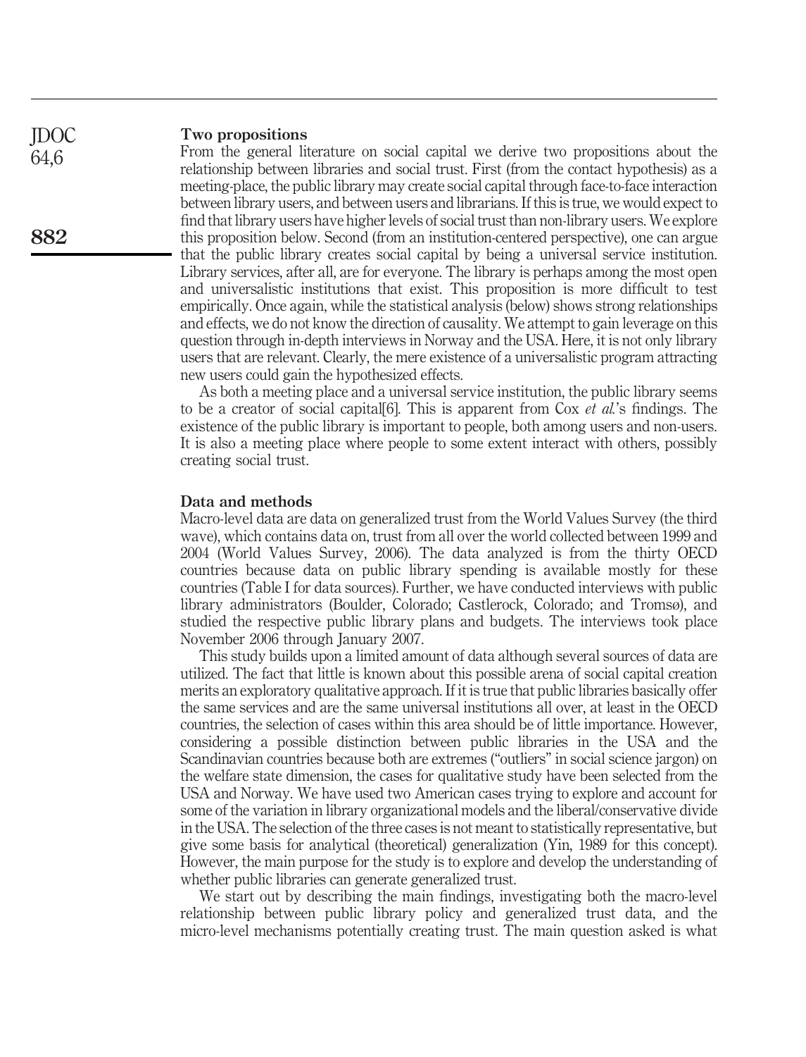## Two propositions

From the general literature on social capital we derive two propositions about the relationship between libraries and social trust. First (from the contact hypothesis) as a meeting-place, the public library may create social capital through face-to-face interaction between library users, and between users and librarians. If this is true, we would expect to find that library users have higher levels of social trust than non-library users. We explore this proposition below. Second (from an institution-centered perspective), one can argue that the public library creates social capital by being a universal service institution. Library services, after all, are for everyone. The library is perhaps among the most open and universalistic institutions that exist. This proposition is more difficult to test empirically. Once again, while the statistical analysis (below) shows strong relationships and effects, we do not know the direction of causality. We attempt to gain leverage on this question through in-depth interviews in Norway and the USA. Here, it is not only library users that are relevant. Clearly, the mere existence of a universalistic program attracting new users could gain the hypothesized effects.

As both a meeting place and a universal service institution, the public library seems to be a creator of social capital[6]. This is apparent from Cox *et al.*'s findings. The existence of the public library is important to people, both among users and non-users. It is also a meeting place where people to some extent interact with others, possibly creating social trust.

## Data and methods

Macro-level data are data on generalized trust from the World Values Survey (the third wave), which contains data on, trust from all over the world collected between 1999 and 2004 (World Values Survey, 2006). The data analyzed is from the thirty OECD countries because data on public library spending is available mostly for these countries (Table I for data sources). Further, we have conducted interviews with public library administrators (Boulder, Colorado; Castlerock, Colorado; and Tromsø), and studied the respective public library plans and budgets. The interviews took place November 2006 through January 2007.

This study builds upon a limited amount of data although several sources of data are utilized. The fact that little is known about this possible arena of social capital creation merits an exploratory qualitative approach. If it is true that public libraries basically offer the same services and are the same universal institutions all over, at least in the OECD countries, the selection of cases within this area should be of little importance. However, considering a possible distinction between public libraries in the USA and the Scandinavian countries because both are extremes ("outliers" in social science jargon) on the welfare state dimension, the cases for qualitative study have been selected from the USA and Norway. We have used two American cases trying to explore and account for some of the variation in library organizational models and the liberal/conservative divide in the USA. The selection of the three cases is not meant to statistically representative, but give some basis for analytical (theoretical) generalization (Yin, 1989 for this concept). However, the main purpose for the study is to explore and develop the understanding of whether public libraries can generate generalized trust.

We start out by describing the main findings, investigating both the macro-level relationship between public library policy and generalized trust data, and the micro-level mechanisms potentially creating trust. The main question asked is what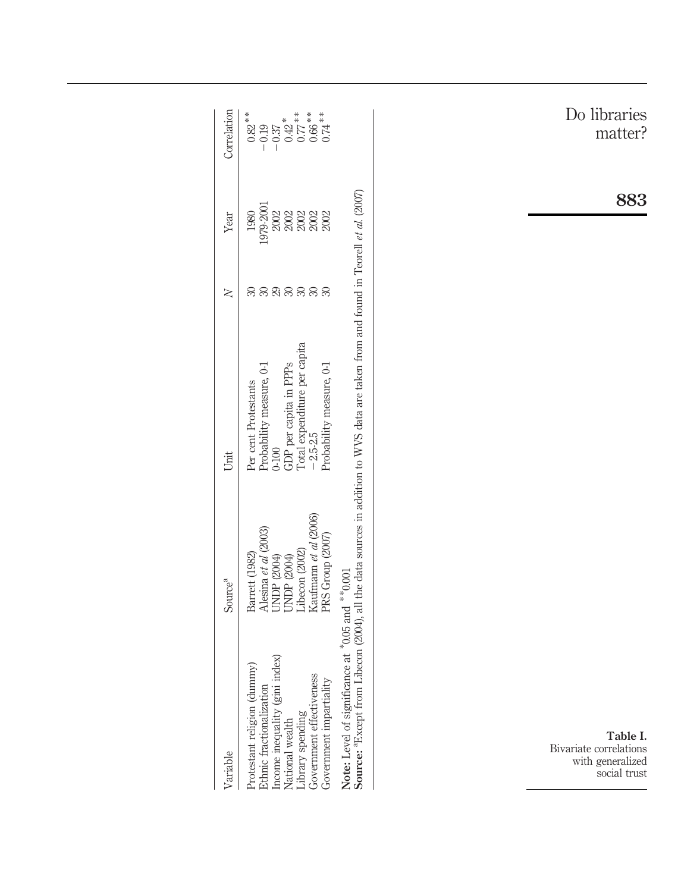Table I. Bivariate correlations with generalized social trust

| Variable | Source[a] | Unit | $N$ | Year | Correlation |
|---|---|---|---|---|---|
| Protestant religion (dummy) | Barrett (1982) | Per cent Protestants | 30 | 1980 | 0.82** |
| Ethnic fractionalization | Alesina *et al* (2003) | Probability measure, 0-1 | 30 | 1979-2001 | −0.19 |
| Income inequality (gini index) | UNDP (2004) | 0-100 | 29 | 2002 | −0.37 |
| National wealth | UNDP (2004) | GDP per capita in PPPs | 30 | 2002 | 0.42* |
| Library spending | Libecon (2002) | Total expenditure per capita | 30 | 2002 | 0.77** |
| Government effectiveness | Kaufmann *et al* (2006) | −2.5-2.5 | 30 | 2002 | 0.66** |
| Government impartiality | PRS Group (2007) | Probability measure, 0-1 | 30 | 2002 | 0.74** |

**Note:** Level of significance at *0.05 and **0.001

**Source:** [a]Except from Libecon (2004), all the data sources in addition to WVS data are taken from and found in Teorell *et al.* (2007)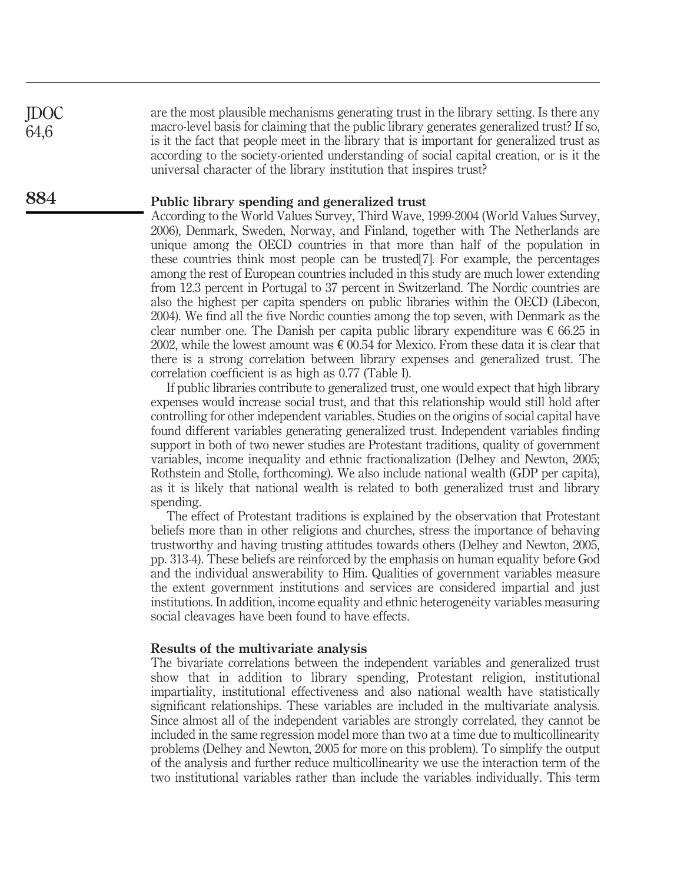are the most plausible mechanisms generating trust in the library setting. Is there any macro-level basis for claiming that the public library generates generalized trust? If so, is it the fact that people meet in the library that is important for generalized trust as according to the society-oriented understanding of social capital creation, or is it the universal character of the library institution that inspires trust?

## Public library spending and generalized trust

According to the World Values Survey, Third Wave, 1999-2004 (World Values Survey, 2006), Denmark, Sweden, Norway, and Finland, together with The Netherlands are unique among the OECD countries in that more than half of the population in these countries think most people can be trusted[7]. For example, the percentages among the rest of European countries included in this study are much lower extending from 12.3 percent in Portugal to 37 percent in Switzerland. The Nordic countries are also the highest per capita spenders on public libraries within the OECD (Libecon, 2004). We find all the five Nordic counties among the top seven, with Denmark as the clear number one. The Danish per capita public library expenditure was € 66.25 in 2002, while the lowest amount was € 00.54 for Mexico. From these data it is clear that there is a strong correlation between library expenses and generalized trust. The correlation coefficient is as high as 0.77 (Table I).

If public libraries contribute to generalized trust, one would expect that high library expenses would increase social trust, and that this relationship would still hold after controlling for other independent variables. Studies on the origins of social capital have found different variables generating generalized trust. Independent variables finding support in both of two newer studies are Protestant traditions, quality of government variables, income inequality and ethnic fractionalization (Delhey and Newton, 2005; Rothstein and Stolle, forthcoming). We also include national wealth (GDP per capita), as it is likely that national wealth is related to both generalized trust and library spending.

The effect of Protestant traditions is explained by the observation that Protestant beliefs more than in other religions and churches, stress the importance of behaving trustworthy and having trusting attitudes towards others (Delhey and Newton, 2005, pp. 313-4). These beliefs are reinforced by the emphasis on human equality before God and the individual answerability to Him. Qualities of government variables measure the extent government institutions and services are considered impartial and just institutions. In addition, income equality and ethnic heterogeneity variables measuring social cleavages have been found to have effects.

## Results of the multivariate analysis

The bivariate correlations between the independent variables and generalized trust show that in addition to library spending, Protestant religion, institutional impartiality, institutional effectiveness and also national wealth have statistically significant relationships. These variables are included in the multivariate analysis. Since almost all of the independent variables are strongly correlated, they cannot be included in the same regression model more than two at a time due to multicollinearity problems (Delhey and Newton, 2005 for more on this problem). To simplify the output of the analysis and further reduce multicollinearity we use the interaction term of the two institutional variables rather than include the variables individually. This term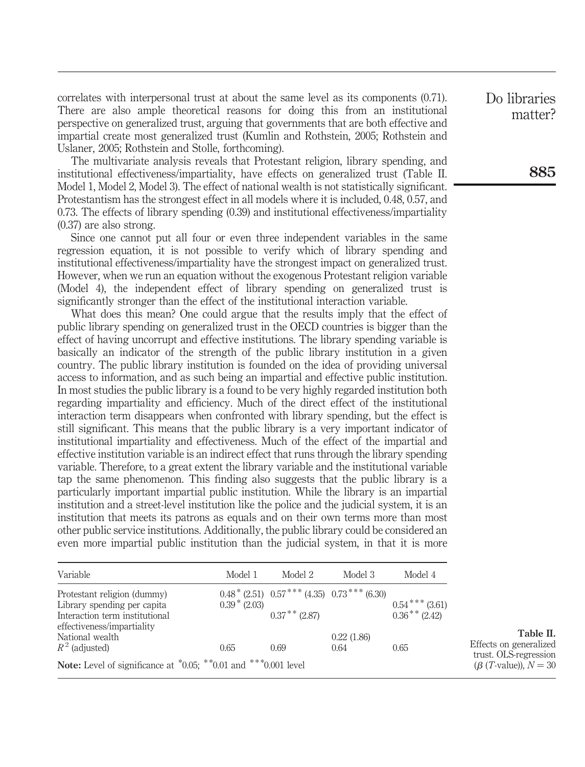correlates with interpersonal trust at about the same level as its components (0.71). There are also ample theoretical reasons for doing this from an institutional perspective on generalized trust, arguing that governments that are both effective and impartial create most generalized trust (Kumlin and Rothstein, 2005; Rothstein and Uslaner, 2005; Rothstein and Stolle, forthcoming).

The multivariate analysis reveals that Protestant religion, library spending, and institutional effectiveness/impartiality, have effects on generalized trust (Table II. Model 1, Model 2, Model 3). The effect of national wealth is not statistically significant. Protestantism has the strongest effect in all models where it is included, 0.48, 0.57, and 0.73. The effects of library spending (0.39) and institutional effectiveness/impartiality (0.37) are also strong.

Since one cannot put all four or even three independent variables in the same regression equation, it is not possible to verify which of library spending and institutional effectiveness/impartiality have the strongest impact on generalized trust. However, when we run an equation without the exogenous Protestant religion variable (Model 4), the independent effect of library spending on generalized trust is significantly stronger than the effect of the institutional interaction variable.

What does this mean? One could argue that the results imply that the effect of public library spending on generalized trust in the OECD countries is bigger than the effect of having uncorrupt and effective institutions. The library spending variable is basically an indicator of the strength of the public library institution in a given country. The public library institution is founded on the idea of providing universal access to information, and as such being an impartial and effective public institution. In most studies the public library is a found to be very highly regarded institution both regarding impartiality and efficiency. Much of the direct effect of the institutional interaction term disappears when confronted with library spending, but the effect is still significant. This means that the public library is a very important indicator of institutional impartiality and effectiveness. Much of the effect of the impartial and effective institution variable is an indirect effect that runs through the library spending variable. Therefore, to a great extent the library variable and the institutional variable tap the same phenomenon. This finding also suggests that the public library is a particularly important impartial public institution. While the library is an impartial institution and a street-level institution like the police and the judicial system, it is an institution that meets its patrons as equals and on their own terms more than most other public service institutions. Additionally, the public library could be considered an even more impartial public institution than the judicial system, in that it is more

| Variable | Model 1 | Model 2 | Model 3 | Model 4 |
|---|---|---|---|---|
| Protestant religion (dummy) | 0.48* (2.51) | 0.57*** (4.35) | 0.73*** (6.30) | |
| Library spending per capita | 0.39* (2.03) | | | 0.54*** (3.61) |
| Interaction term institutional effectiveness/impartiality | | 0.37** (2.87) | | 0.36** (2.42) |
| National wealth | | | 0.22 (1.86) | |
| $R^2$ (adjusted) | 0.65 | 0.69 | 0.64 | 0.65 |

**Note:** Level of significance at *0.05; **0.01 and ***0.001 level

**Table II.** Effects on generalized trust. OLS-regression ($\beta$ ($T$-value)), $N = 30$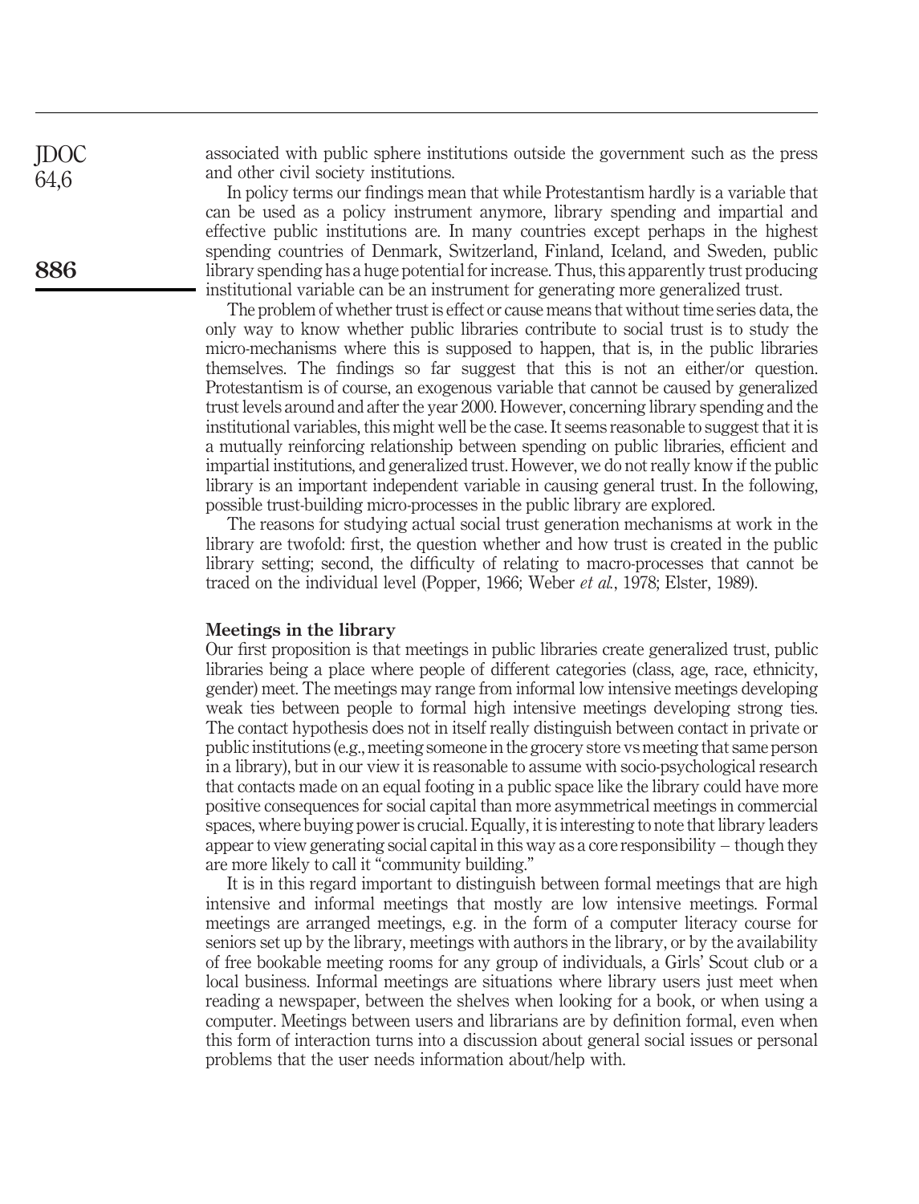associated with public sphere institutions outside the government such as the press and other civil society institutions.

In policy terms our findings mean that while Protestantism hardly is a variable that can be used as a policy instrument anymore, library spending and impartial and effective public institutions are. In many countries except perhaps in the highest spending countries of Denmark, Switzerland, Finland, Iceland, and Sweden, public library spending has a huge potential for increase. Thus, this apparently trust producing institutional variable can be an instrument for generating more generalized trust.

The problem of whether trust is effect or cause means that without time series data, the only way to know whether public libraries contribute to social trust is to study the micro-mechanisms where this is supposed to happen, that is, in the public libraries themselves. The findings so far suggest that this is not an either/or question. Protestantism is of course, an exogenous variable that cannot be caused by generalized trust levels around and after the year 2000. However, concerning library spending and the institutional variables, this might well be the case. It seems reasonable to suggest that it is a mutually reinforcing relationship between spending on public libraries, efficient and impartial institutions, and generalized trust. However, we do not really know if the public library is an important independent variable in causing general trust. In the following, possible trust-building micro-processes in the public library are explored.

The reasons for studying actual social trust generation mechanisms at work in the library are twofold: first, the question whether and how trust is created in the public library setting; second, the difficulty of relating to macro-processes that cannot be traced on the individual level (Popper, 1966; Weber *et al.*, 1978; Elster, 1989).

## Meetings in the library

Our first proposition is that meetings in public libraries create generalized trust, public libraries being a place where people of different categories (class, age, race, ethnicity, gender) meet. The meetings may range from informal low intensive meetings developing weak ties between people to formal high intensive meetings developing strong ties. The contact hypothesis does not in itself really distinguish between contact in private or public institutions (e.g., meeting someone in the grocery store vs meeting that same person in a library), but in our view it is reasonable to assume with socio-psychological research that contacts made on an equal footing in a public space like the library could have more positive consequences for social capital than more asymmetrical meetings in commercial spaces, where buying power is crucial. Equally, it is interesting to note that library leaders appear to view generating social capital in this way as a core responsibility – though they are more likely to call it "community building."

It is in this regard important to distinguish between formal meetings that are high intensive and informal meetings that mostly are low intensive meetings. Formal meetings are arranged meetings, e.g. in the form of a computer literacy course for seniors set up by the library, meetings with authors in the library, or by the availability of free bookable meeting rooms for any group of individuals, a Girls' Scout club or a local business. Informal meetings are situations where library users just meet when reading a newspaper, between the shelves when looking for a book, or when using a computer. Meetings between users and librarians are by definition formal, even when this form of interaction turns into a discussion about general social issues or personal problems that the user needs information about/help with.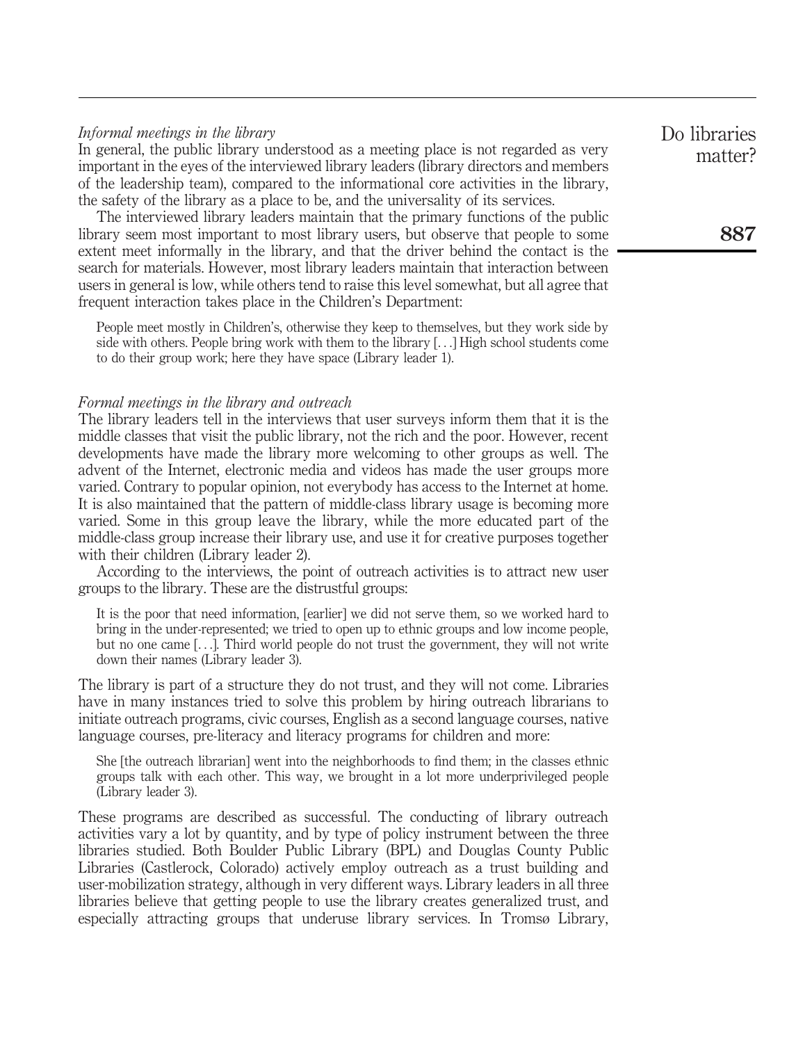*Informal meetings in the library*

In general, the public library understood as a meeting place is not regarded as very important in the eyes of the interviewed library leaders (library directors and members of the leadership team), compared to the informational core activities in the library, the safety of the library as a place to be, and the universality of its services.

The interviewed library leaders maintain that the primary functions of the public library seem most important to most library users, but observe that people to some extent meet informally in the library, and that the driver behind the contact is the search for materials. However, most library leaders maintain that interaction between users in general is low, while others tend to raise this level somewhat, but all agree that frequent interaction takes place in the Children's Department:

> People meet mostly in Children's, otherwise they keep to themselves, but they work side by side with others. People bring work with them to the library [. . .] High school students come to do their group work; here they have space (Library leader 1).

*Formal meetings in the library and outreach*

The library leaders tell in the interviews that user surveys inform them that it is the middle classes that visit the public library, not the rich and the poor. However, recent developments have made the library more welcoming to other groups as well. The advent of the Internet, electronic media and videos has made the user groups more varied. Contrary to popular opinion, not everybody has access to the Internet at home. It is also maintained that the pattern of middle-class library usage is becoming more varied. Some in this group leave the library, while the more educated part of the middle-class group increase their library use, and use it for creative purposes together with their children (Library leader 2).

According to the interviews, the point of outreach activities is to attract new user groups to the library. These are the distrustful groups:

> It is the poor that need information, [earlier] we did not serve them, so we worked hard to bring in the under-represented; we tried to open up to ethnic groups and low income people, but no one came [. . .]. Third world people do not trust the government, they will not write down their names (Library leader 3).

The library is part of a structure they do not trust, and they will not come. Libraries have in many instances tried to solve this problem by hiring outreach librarians to initiate outreach programs, civic courses, English as a second language courses, native language courses, pre-literacy and literacy programs for children and more:

> She [the outreach librarian] went into the neighborhoods to find them; in the classes ethnic groups talk with each other. This way, we brought in a lot more underprivileged people (Library leader 3).

These programs are described as successful. The conducting of library outreach activities vary a lot by quantity, and by type of policy instrument between the three libraries studied. Both Boulder Public Library (BPL) and Douglas County Public Libraries (Castlerock, Colorado) actively employ outreach as a trust building and user-mobilization strategy, although in very different ways. Library leaders in all three libraries believe that getting people to use the library creates generalized trust, and especially attracting groups that underuse library services. In Tromsø Library,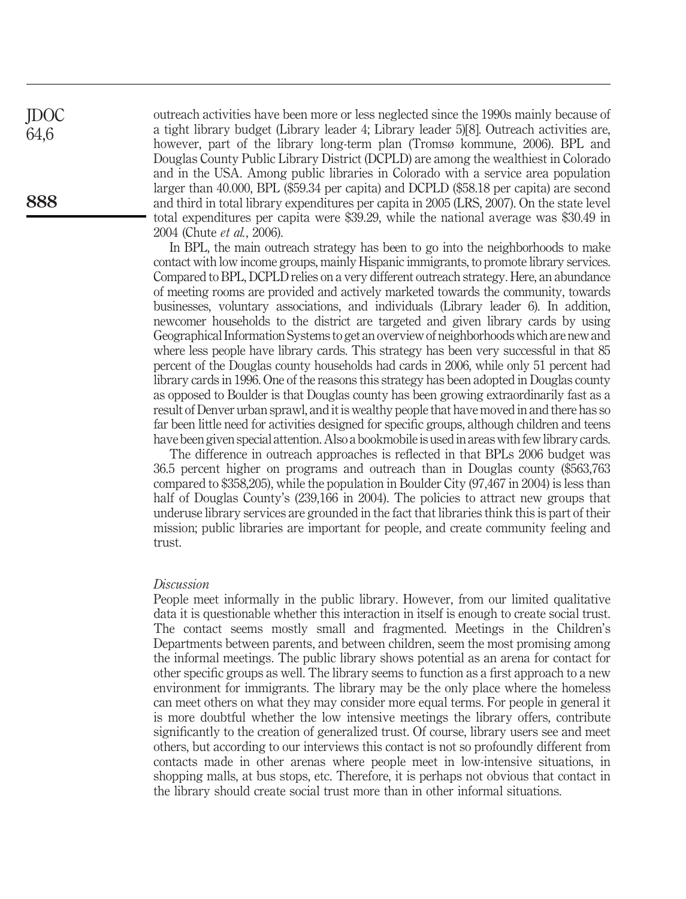outreach activities have been more or less neglected since the 1990s mainly because of a tight library budget (Library leader 4; Library leader 5)[8]. Outreach activities are, however, part of the library long-term plan (Tromsø kommune, 2006). BPL and Douglas County Public Library District (DCPLD) are among the wealthiest in Colorado and in the USA. Among public libraries in Colorado with a service area population larger than 40.000, BPL ($59.34 per capita) and DCPLD ($58.18 per capita) are second and third in total library expenditures per capita in 2005 (LRS, 2007). On the state level total expenditures per capita were $39.29, while the national average was $30.49 in 2004 (Chute *et al.*, 2006).

In BPL, the main outreach strategy has been to go into the neighborhoods to make contact with low income groups, mainly Hispanic immigrants, to promote library services. Compared to BPL, DCPLD relies on a very different outreach strategy. Here, an abundance of meeting rooms are provided and actively marketed towards the community, towards businesses, voluntary associations, and individuals (Library leader 6). In addition, newcomer households to the district are targeted and given library cards by using Geographical Information Systems to get an overview of neighborhoods which are new and where less people have library cards. This strategy has been very successful in that 85 percent of the Douglas county households had cards in 2006, while only 51 percent had library cards in 1996. One of the reasons this strategy has been adopted in Douglas county as opposed to Boulder is that Douglas county has been growing extraordinarily fast as a result of Denver urban sprawl, and it is wealthy people that have moved in and there has so far been little need for activities designed for specific groups, although children and teens have been given special attention. Also a bookmobile is used in areas with few library cards.

The difference in outreach approaches is reflected in that BPLs 2006 budget was 36.5 percent higher on programs and outreach than in Douglas county ($563,763 compared to $358,205), while the population in Boulder City (97,467 in 2004) is less than half of Douglas County's (239,166 in 2004). The policies to attract new groups that underuse library services are grounded in the fact that libraries think this is part of their mission; public libraries are important for people, and create community feeling and trust.

### *Discussion*

People meet informally in the public library. However, from our limited qualitative data it is questionable whether this interaction in itself is enough to create social trust. The contact seems mostly small and fragmented. Meetings in the Children's Departments between parents, and between children, seem the most promising among the informal meetings. The public library shows potential as an arena for contact for other specific groups as well. The library seems to function as a first approach to a new environment for immigrants. The library may be the only place where the homeless can meet others on what they may consider more equal terms. For people in general it is more doubtful whether the low intensive meetings the library offers, contribute significantly to the creation of generalized trust. Of course, library users see and meet others, but according to our interviews this contact is not so profoundly different from contacts made in other arenas where people meet in low-intensive situations, in shopping malls, at bus stops, etc. Therefore, it is perhaps not obvious that contact in the library should create social trust more than in other informal situations.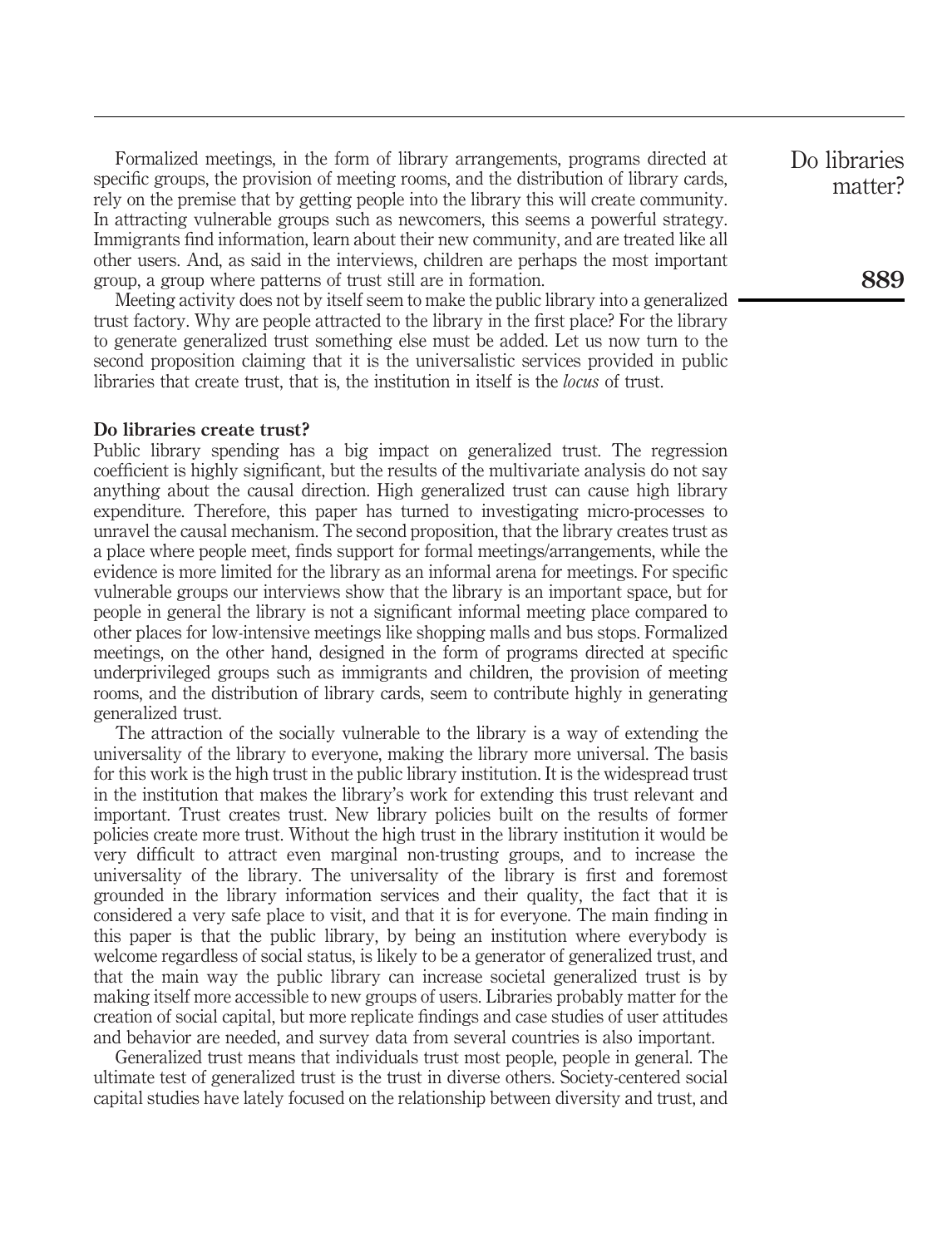Formalized meetings, in the form of library arrangements, programs directed at specific groups, the provision of meeting rooms, and the distribution of library cards, rely on the premise that by getting people into the library this will create community. In attracting vulnerable groups such as newcomers, this seems a powerful strategy. Immigrants find information, learn about their new community, and are treated like all other users. And, as said in the interviews, children are perhaps the most important group, a group where patterns of trust still are in formation.

Meeting activity does not by itself seem to make the public library into a generalized trust factory. Why are people attracted to the library in the first place? For the library to generate generalized trust something else must be added. Let us now turn to the second proposition claiming that it is the universalistic services provided in public libraries that create trust, that is, the institution in itself is the *locus* of trust.

## Do libraries create trust?

Public library spending has a big impact on generalized trust. The regression coefficient is highly significant, but the results of the multivariate analysis do not say anything about the causal direction. High generalized trust can cause high library expenditure. Therefore, this paper has turned to investigating micro-processes to unravel the causal mechanism. The second proposition, that the library creates trust as a place where people meet, finds support for formal meetings/arrangements, while the evidence is more limited for the library as an informal arena for meetings. For specific vulnerable groups our interviews show that the library is an important space, but for people in general the library is not a significant informal meeting place compared to other places for low-intensive meetings like shopping malls and bus stops. Formalized meetings, on the other hand, designed in the form of programs directed at specific underprivileged groups such as immigrants and children, the provision of meeting rooms, and the distribution of library cards, seem to contribute highly in generating generalized trust.

The attraction of the socially vulnerable to the library is a way of extending the universality of the library to everyone, making the library more universal. The basis for this work is the high trust in the public library institution. It is the widespread trust in the institution that makes the library's work for extending this trust relevant and important. Trust creates trust. New library policies built on the results of former policies create more trust. Without the high trust in the library institution it would be very difficult to attract even marginal non-trusting groups, and to increase the universality of the library. The universality of the library is first and foremost grounded in the library information services and their quality, the fact that it is considered a very safe place to visit, and that it is for everyone. The main finding in this paper is that the public library, by being an institution where everybody is welcome regardless of social status, is likely to be a generator of generalized trust, and that the main way the public library can increase societal generalized trust is by making itself more accessible to new groups of users. Libraries probably matter for the creation of social capital, but more replicate findings and case studies of user attitudes and behavior are needed, and survey data from several countries is also important.

Generalized trust means that individuals trust most people, people in general. The ultimate test of generalized trust is the trust in diverse others. Society-centered social capital studies have lately focused on the relationship between diversity and trust, and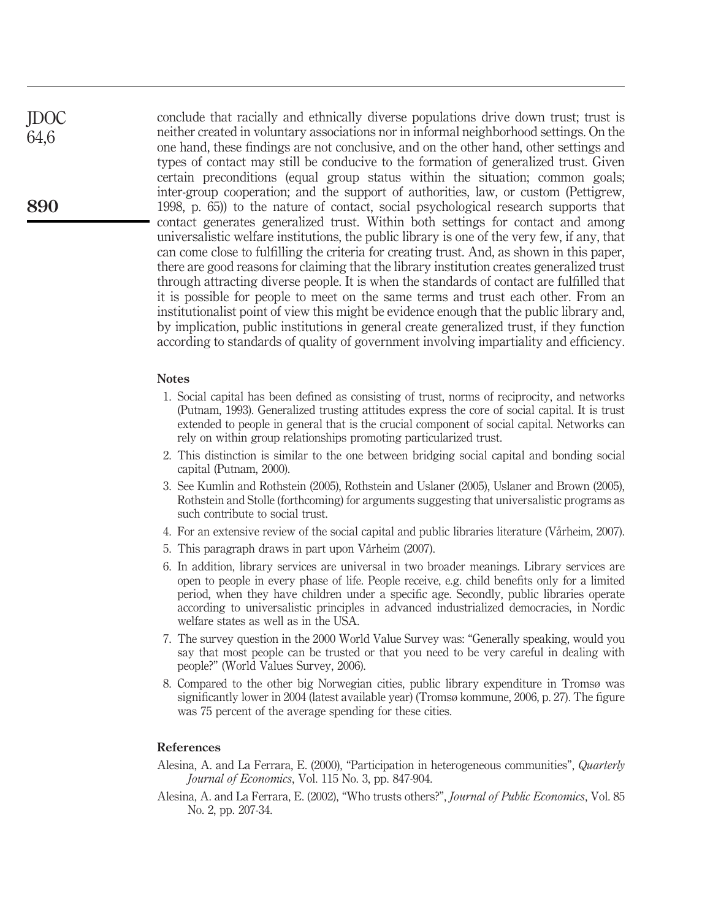conclude that racially and ethnically diverse populations drive down trust; trust is neither created in voluntary associations nor in informal neighborhood settings. On the one hand, these findings are not conclusive, and on the other hand, other settings and types of contact may still be conducive to the formation of generalized trust. Given certain preconditions (equal group status within the situation; common goals; inter-group cooperation; and the support of authorities, law, or custom (Pettigrew, 1998, p. 65)) to the nature of contact, social psychological research supports that contact generates generalized trust. Within both settings for contact and among universalistic welfare institutions, the public library is one of the very few, if any, that can come close to fulfilling the criteria for creating trust. And, as shown in this paper, there are good reasons for claiming that the library institution creates generalized trust through attracting diverse people. It is when the standards of contact are fulfilled that it is possible for people to meet on the same terms and trust each other. From an institutionalist point of view this might be evidence enough that the public library and, by implication, public institutions in general create generalized trust, if they function according to standards of quality of government involving impartiality and efficiency.

### Notes

1. Social capital has been defined as consisting of trust, norms of reciprocity, and networks (Putnam, 1993). Generalized trusting attitudes express the core of social capital. It is trust extended to people in general that is the crucial component of social capital. Networks can rely on within group relationships promoting particularized trust.
2. This distinction is similar to the one between bridging social capital and bonding social capital (Putnam, 2000).
3. See Kumlin and Rothstein (2005), Rothstein and Uslaner (2005), Uslaner and Brown (2005), Rothstein and Stolle (forthcoming) for arguments suggesting that universalistic programs as such contribute to social trust.
4. For an extensive review of the social capital and public libraries literature (Vårheim, 2007).
5. This paragraph draws in part upon Vårheim (2007).
6. In addition, library services are universal in two broader meanings. Library services are open to people in every phase of life. People receive, e.g. child benefits only for a limited period, when they have children under a specific age. Secondly, public libraries operate according to universalistic principles in advanced industrialized democracies, in Nordic welfare states as well as in the USA.
7. The survey question in the 2000 World Value Survey was: "Generally speaking, would you say that most people can be trusted or that you need to be very careful in dealing with people?" (World Values Survey, 2006).
8. Compared to the other big Norwegian cities, public library expenditure in Tromsø was significantly lower in 2004 (latest available year) (Tromsø kommune, 2006, p. 27). The figure was 75 percent of the average spending for these cities.

### References

Alesina, A. and La Ferrara, E. (2000), "Participation in heterogeneous communities", *Quarterly Journal of Economics*, Vol. 115 No. 3, pp. 847-904.

Alesina, A. and La Ferrara, E. (2002), "Who trusts others?", *Journal of Public Economics*, Vol. 85 No. 2, pp. 207-34.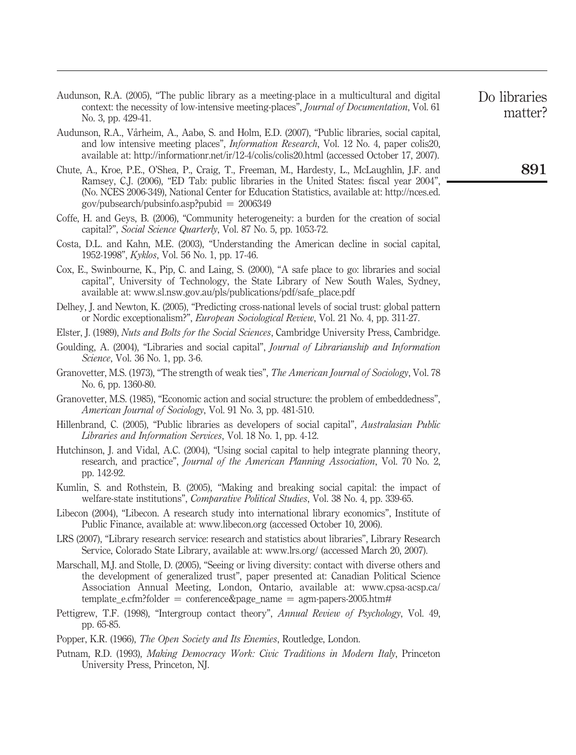Audunson, R.A. (2005), "The public library as a meeting-place in a multicultural and digital context: the necessity of low-intensive meeting-places", *Journal of Documentation*, Vol. 61 No. 3, pp. 429-41.

Audunson, R.A., Vårheim, A., Aabø, S. and Holm, E.D. (2007), "Public libraries, social capital, and low intensive meeting places", *Information Research*, Vol. 12 No. 4, paper colis20, available at: http://informationr.net/ir/12-4/colis/colis20.html (accessed October 17, 2007).

Chute, A., Kroe, P.E., O'Shea, P., Craig, T., Freeman, M., Hardesty, L., McLaughlin, J.F. and Ramsey, C.J. (2006), "ED Tab: public libraries in the United States: fiscal year 2004", (No. NCES 2006-349), National Center for Education Statistics, available at: http://nces.ed.gov/pubsearch/pubsinfo.asp?pubid = 2006349

Coffe, H. and Geys, B. (2006), "Community heterogeneity: a burden for the creation of social capital?", *Social Science Quarterly*, Vol. 87 No. 5, pp. 1053-72.

Costa, D.L. and Kahn, M.E. (2003), "Understanding the American decline in social capital, 1952-1998", *Kyklos*, Vol. 56 No. 1, pp. 17-46.

Cox, E., Swinbourne, K., Pip, C. and Laing, S. (2000), "A safe place to go: libraries and social capital", University of Technology, the State Library of New South Wales, Sydney, available at: www.sl.nsw.gov.au/pls/publications/pdf/safe_place.pdf

Delhey, J. and Newton, K. (2005), "Predicting cross-national levels of social trust: global pattern or Nordic exceptionalism?", *European Sociological Review*, Vol. 21 No. 4, pp. 311-27.

Elster, J. (1989), *Nuts and Bolts for the Social Sciences*, Cambridge University Press, Cambridge.

Goulding, A. (2004), "Libraries and social capital", *Journal of Librarianship and Information Science*, Vol. 36 No. 1, pp. 3-6.

Granovetter, M.S. (1973), "The strength of weak ties", *The American Journal of Sociology*, Vol. 78 No. 6, pp. 1360-80.

Granovetter, M.S. (1985), "Economic action and social structure: the problem of embeddedness", *American Journal of Sociology*, Vol. 91 No. 3, pp. 481-510.

Hillenbrand, C. (2005), "Public libraries as developers of social capital", *Australasian Public Libraries and Information Services*, Vol. 18 No. 1, pp. 4-12.

Hutchinson, J. and Vidal, A.C. (2004), "Using social capital to help integrate planning theory, research, and practice", *Journal of the American Planning Association*, Vol. 70 No. 2, pp. 142-92.

Kumlin, S. and Rothstein, B. (2005), "Making and breaking social capital: the impact of welfare-state institutions", *Comparative Political Studies*, Vol. 38 No. 4, pp. 339-65.

Libecon (2004), "Libecon. A research study into international library economics", Institute of Public Finance, available at: www.libecon.org (accessed October 10, 2006).

LRS (2007), "Library research service: research and statistics about libraries", Library Research Service, Colorado State Library, available at: www.lrs.org/ (accessed March 20, 2007).

Marschall, M.J. and Stolle, D. (2005), "Seeing or living diversity: contact with diverse others and the development of generalized trust", paper presented at: Canadian Political Science Association Annual Meeting, London, Ontario, available at: www.cpsa-acsp.ca/template_e.cfm?folder = conference&page_name = agm-papers-2005.htm#

Pettigrew, T.F. (1998), "Intergroup contact theory", *Annual Review of Psychology*, Vol. 49, pp. 65-85.

Popper, K.R. (1966), *The Open Society and Its Enemies*, Routledge, London.

Putnam, R.D. (1993), *Making Democracy Work: Civic Traditions in Modern Italy*, Princeton University Press, Princeton, NJ.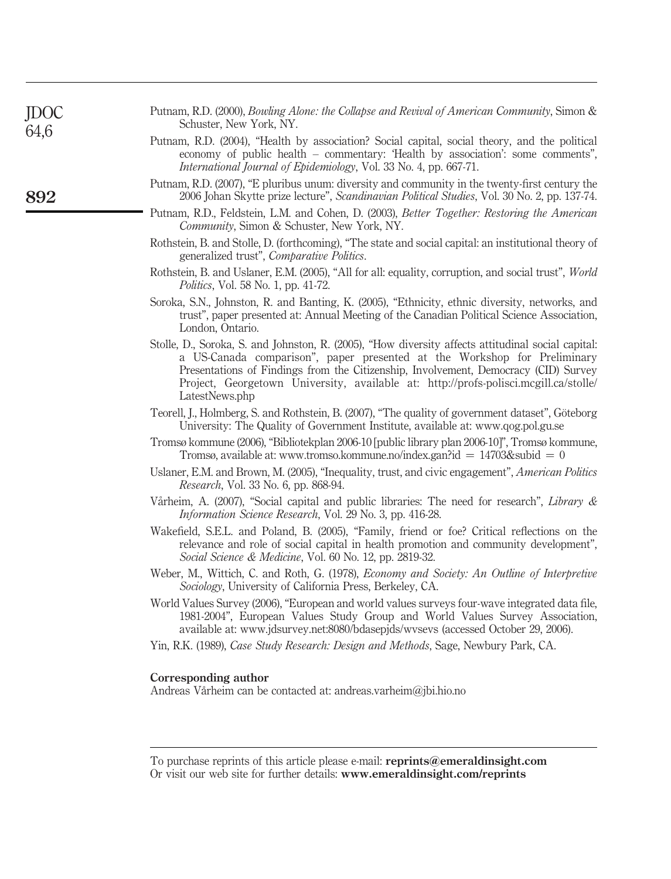Putnam, R.D. (2000), *Bowling Alone: the Collapse and Revival of American Community*, Simon & Schuster, New York, NY.

Putnam, R.D. (2004), "Health by association? Social capital, social theory, and the political economy of public health – commentary: 'Health by association': some comments", *International Journal of Epidemiology*, Vol. 33 No. 4, pp. 667-71.

Putnam, R.D. (2007), "E pluribus unum: diversity and community in the twenty-first century the 2006 Johan Skytte prize lecture", *Scandinavian Political Studies*, Vol. 30 No. 2, pp. 137-74.

Putnam, R.D., Feldstein, L.M. and Cohen, D. (2003), *Better Together: Restoring the American Community*, Simon & Schuster, New York, NY.

Rothstein, B. and Stolle, D. (forthcoming), "The state and social capital: an institutional theory of generalized trust", *Comparative Politics*.

Rothstein, B. and Uslaner, E.M. (2005), "All for all: equality, corruption, and social trust", *World Politics*, Vol. 58 No. 1, pp. 41-72.

Soroka, S.N., Johnston, R. and Banting, K. (2005), "Ethnicity, ethnic diversity, networks, and trust", paper presented at: Annual Meeting of the Canadian Political Science Association, London, Ontario.

Stolle, D., Soroka, S. and Johnston, R. (2005), "How diversity affects attitudinal social capital: a US-Canada comparison", paper presented at the Workshop for Preliminary Presentations of Findings from the Citizenship, Involvement, Democracy (CID) Survey Project, Georgetown University, available at: http://profs-polisci.mcgill.ca/stolle/LatestNews.php

Teorell, J., Holmberg, S. and Rothstein, B. (2007), "The quality of government dataset", Göteborg University: The Quality of Government Institute, available at: www.qog.pol.gu.se

Tromsø kommune (2006), "Bibliotekplan 2006-10 [public library plan 2006-10]", Tromsø kommune, Tromsø, available at: www.tromso.kommune.no/index.gan?id = 14703&subid = 0

Uslaner, E.M. and Brown, M. (2005), "Inequality, trust, and civic engagement", *American Politics Research*, Vol. 33 No. 6, pp. 868-94.

Vårheim, A. (2007), "Social capital and public libraries: The need for research", *Library & Information Science Research*, Vol. 29 No. 3, pp. 416-28.

Wakefield, S.E.L. and Poland, B. (2005), "Family, friend or foe? Critical reflections on the relevance and role of social capital in health promotion and community development", *Social Science & Medicine*, Vol. 60 No. 12, pp. 2819-32.

Weber, M., Wittich, C. and Roth, G. (1978), *Economy and Society: An Outline of Interpretive Sociology*, University of California Press, Berkeley, CA.

World Values Survey (2006), "European and world values surveys four-wave integrated data file, 1981-2004", European Values Study Group and World Values Survey Association, available at: www.jdsurvey.net:8080/bdasepjds/wvsevs (accessed October 29, 2006).

Yin, R.K. (1989), *Case Study Research: Design and Methods*, Sage, Newbury Park, CA.

**Corresponding author**

Andreas Vårheim can be contacted at: andreas.varheim@jbi.hio.no

To purchase reprints of this article please e-mail: **reprints@emeraldinsight.com**
Or visit our web site for further details: **www.emeraldinsight.com/reprints**